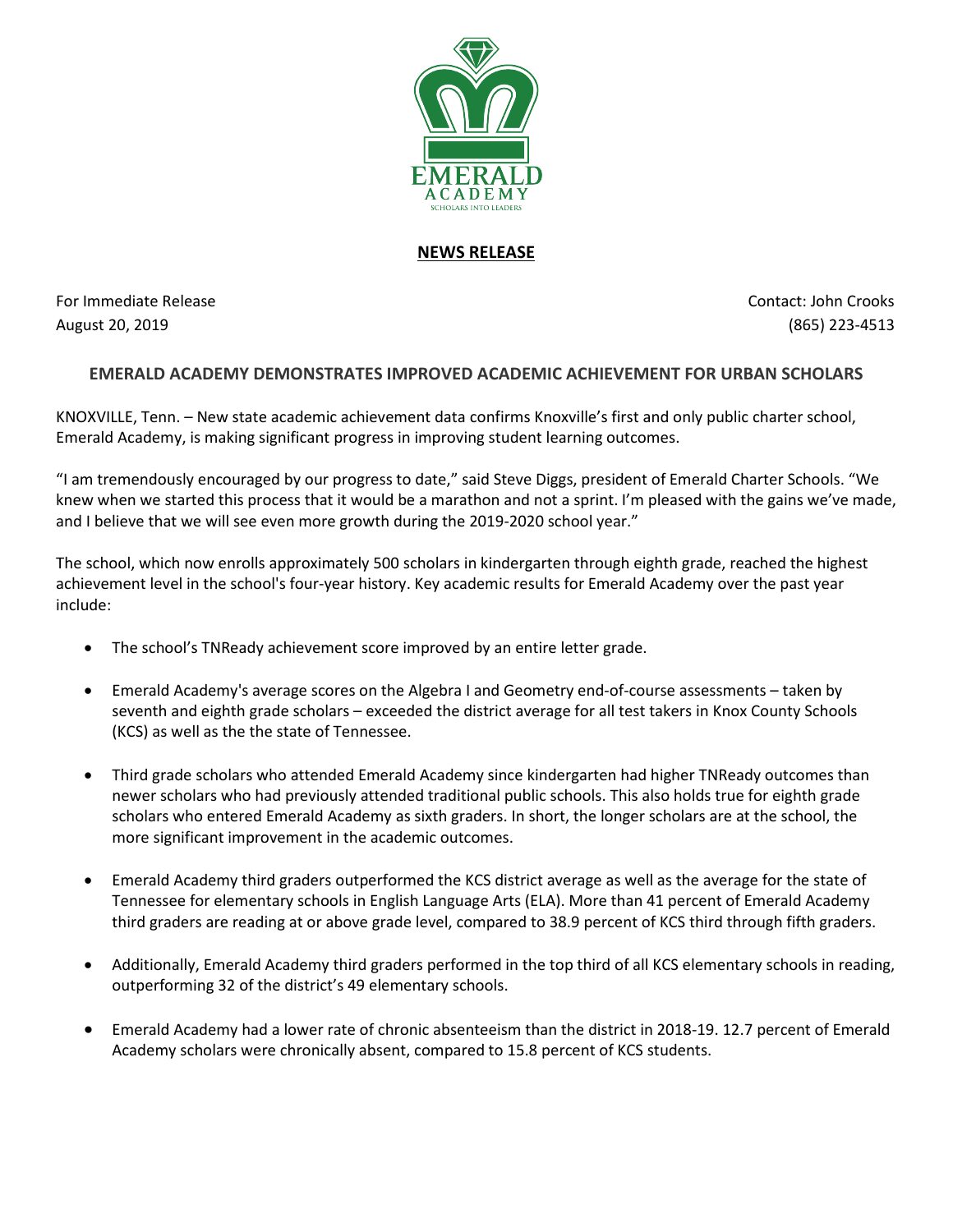EMERALD ACADEMY

SCHOLARS INTO LEADERS

**NEWS RELEASE**

For Immediate Release
August 20, 2019

Contact: John Crooks
(865) 223-4513

## EMERALD ACADEMY DEMONSTRATES IMPROVED ACADEMIC ACHIEVEMENT FOR URBAN SCHOLARS

KNOXVILLE, Tenn. – New state academic achievement data confirms Knoxville's first and only public charter school, Emerald Academy, is making significant progress in improving student learning outcomes.

"I am tremendously encouraged by our progress to date," said Steve Diggs, president of Emerald Charter Schools. "We knew when we started this process that it would be a marathon and not a sprint. I'm pleased with the gains we've made, and I believe that we will see even more growth during the 2019-2020 school year."

The school, which now enrolls approximately 500 scholars in kindergarten through eighth grade, reached the highest achievement level in the school's four-year history. Key academic results for Emerald Academy over the past year include:

- The school's TNReady achievement score improved by an entire letter grade.
- Emerald Academy's average scores on the Algebra I and Geometry end-of-course assessments – taken by seventh and eighth grade scholars – exceeded the district average for all test takers in Knox County Schools (KCS) as well as the the state of Tennessee.
- Third grade scholars who attended Emerald Academy since kindergarten had higher TNReady outcomes than newer scholars who had previously attended traditional public schools. This also holds true for eighth grade scholars who entered Emerald Academy as sixth graders. In short, the longer scholars are at the school, the more significant improvement in the academic outcomes.
- Emerald Academy third graders outperformed the KCS district average as well as the average for the state of Tennessee for elementary schools in English Language Arts (ELA). More than 41 percent of Emerald Academy third graders are reading at or above grade level, compared to 38.9 percent of KCS third through fifth graders.
- Additionally, Emerald Academy third graders performed in the top third of all KCS elementary schools in reading, outperforming 32 of the district's 49 elementary schools.
- Emerald Academy had a lower rate of chronic absenteeism than the district in 2018-19. 12.7 percent of Emerald Academy scholars were chronically absent, compared to 15.8 percent of KCS students.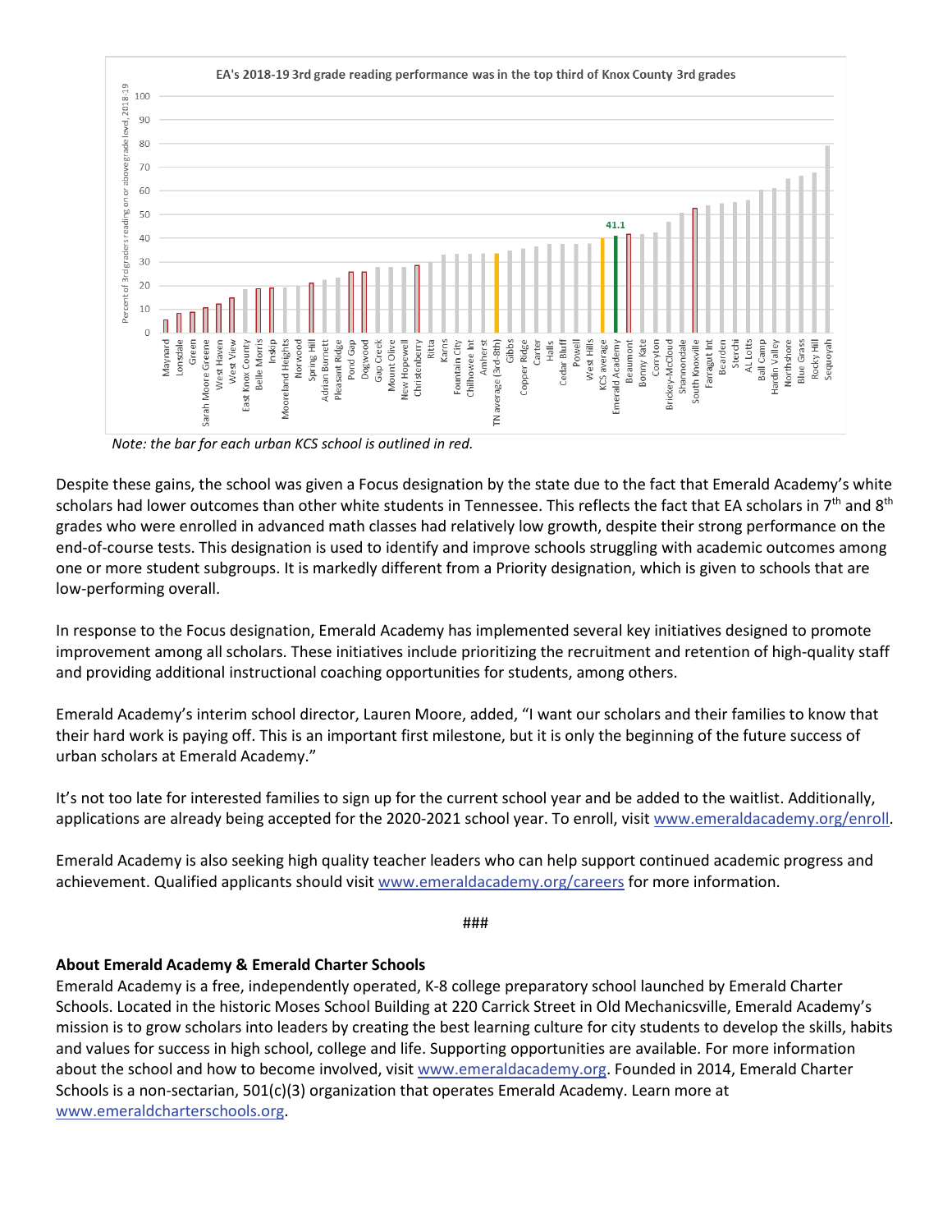EA's 2018-19 3rd grade reading performance was in the top third of Knox County 3rd grades

Percent of 3rd graders reading on or above grade level, 2018-19

100
90
80
70
60
50
40
30
20
10
0

41.1

Maynard, Lonsdale, Green, Sarah Moore Greene, West Haven, West View, East Knox County, Belle Morris, Inskip, Mooreland Heights, Norwood, Spring Hill, Adrian Burnett, Pleasant Ridge, Pond Gap, Dogwood, Gap Creek, Mount Olive, New Hopewell, Christenberry, Ritta, Karns, Fountain City, Chilhowee Int, Amherst, TN average (3rd-8th), Gibbs, Copper Ridge, Carter, Halls, Cedar Bluff, Powell, West Hills, KCS average, Emerald Academy, Beaumont, Bonny Kate, Corryton, Brickey-McCloud, Shannondale, South Knoxville, Farragut Int, Bearden, Sterchi, A.L. Lotts, Ball Camp, Hardin Valley, Northshore, Blue Grass, Rocky Hill, Sequoyah

*Note: the bar for each urban KCS school is outlined in red.*

Despite these gains, the school was given a Focus designation by the state due to the fact that Emerald Academy's white scholars had lower outcomes than other white students in Tennessee. This reflects the fact that EA scholars in 7th and 8th grades who were enrolled in advanced math classes had relatively low growth, despite their strong performance on the end-of-course tests. This designation is used to identify and improve schools struggling with academic outcomes among one or more student subgroups. It is markedly different from a Priority designation, which is given to schools that are low-performing overall.

In response to the Focus designation, Emerald Academy has implemented several key initiatives designed to promote improvement among all scholars. These initiatives include prioritizing the recruitment and retention of high-quality staff and providing additional instructional coaching opportunities for students, among others.

Emerald Academy's interim school director, Lauren Moore, added, "I want our scholars and their families to know that their hard work is paying off. This is an important first milestone, but it is only the beginning of the future success of urban scholars at Emerald Academy."

It's not too late for interested families to sign up for the current school year and be added to the waitlist. Additionally, applications are already being accepted for the 2020-2021 school year. To enroll, visit www.emeraldacademy.org/enroll.

Emerald Academy is also seeking high quality teacher leaders who can help support continued academic progress and achievement. Qualified applicants should visit www.emeraldacademy.org/careers for more information.

###

**About Emerald Academy & Emerald Charter Schools**

Emerald Academy is a free, independently operated, K-8 college preparatory school launched by Emerald Charter Schools. Located in the historic Moses School Building at 220 Carrick Street in Old Mechanicsville, Emerald Academy's mission is to grow scholars into leaders by creating the best learning culture for city students to develop the skills, habits and values for success in high school, college and life. Supporting opportunities are available. For more information about the school and how to become involved, visit www.emeraldacademy.org. Founded in 2014, Emerald Charter Schools is a non-sectarian, 501(c)(3) organization that operates Emerald Academy. Learn more at www.emeraldcharterschools.org.